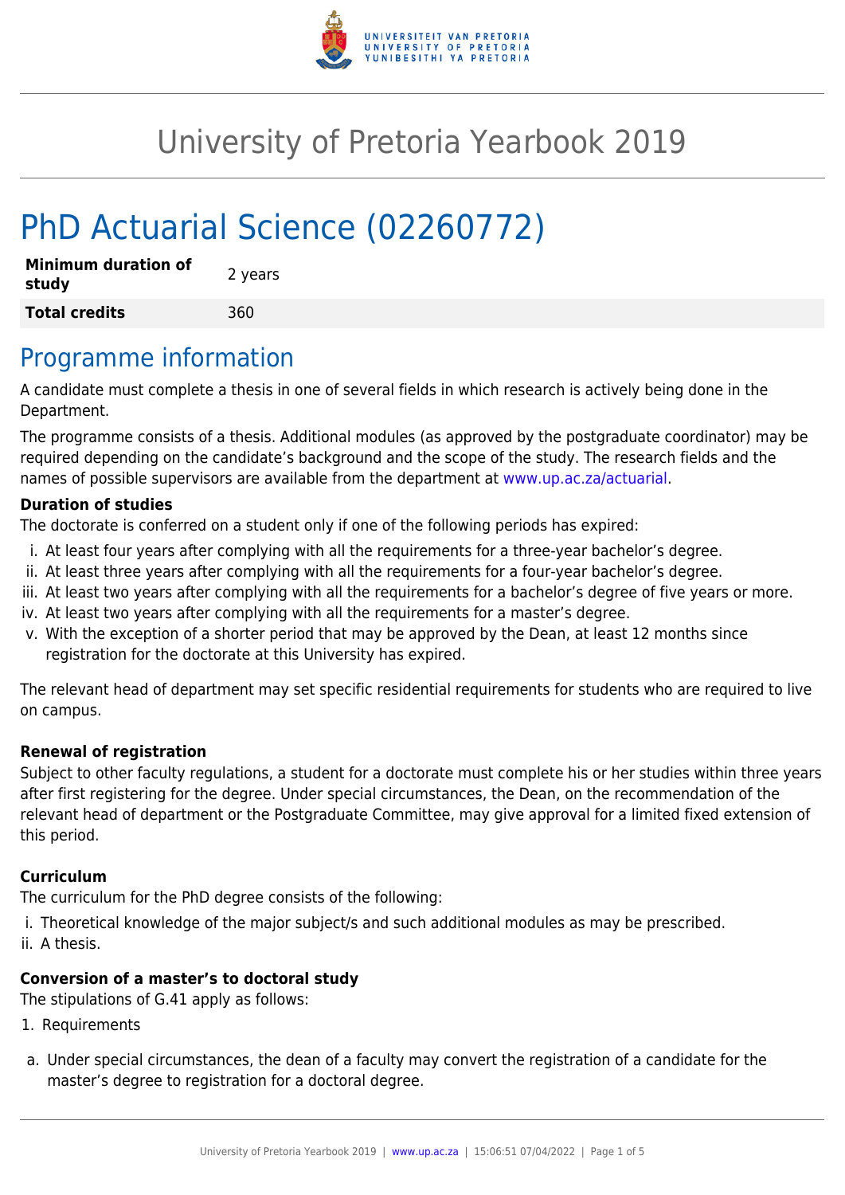# University of Pretoria Yearbook 2019

# PhD Actuarial Science (02260772)

| | |
|---|---|
| **Minimum duration of study** | 2 years |
| **Total credits** | 360 |

## Programme information

A candidate must complete a thesis in one of several fields in which research is actively being done in the Department.

The programme consists of a thesis. Additional modules (as approved by the postgraduate coordinator) may be required depending on the candidate's background and the scope of the study. The research fields and the names of possible supervisors are available from the department at www.up.ac.za/actuarial.

**Duration of studies**

The doctorate is conferred on a student only if one of the following periods has expired:

i. At least four years after complying with all the requirements for a three-year bachelor's degree.
ii. At least three years after complying with all the requirements for a four-year bachelor's degree.
iii. At least two years after complying with all the requirements for a bachelor's degree of five years or more.
iv. At least two years after complying with all the requirements for a master's degree.
v. With the exception of a shorter period that may be approved by the Dean, at least 12 months since registration for the doctorate at this University has expired.

The relevant head of department may set specific residential requirements for students who are required to live on campus.

**Renewal of registration**

Subject to other faculty regulations, a student for a doctorate must complete his or her studies within three years after first registering for the degree. Under special circumstances, the Dean, on the recommendation of the relevant head of department or the Postgraduate Committee, may give approval for a limited fixed extension of this period.

**Curriculum**

The curriculum for the PhD degree consists of the following:

i. Theoretical knowledge of the major subject/s and such additional modules as may be prescribed.
ii. A thesis.

**Conversion of a master's to doctoral study**

The stipulations of G.41 apply as follows:

1. Requirements

a. Under special circumstances, the dean of a faculty may convert the registration of a candidate for the master's degree to registration for a doctoral degree.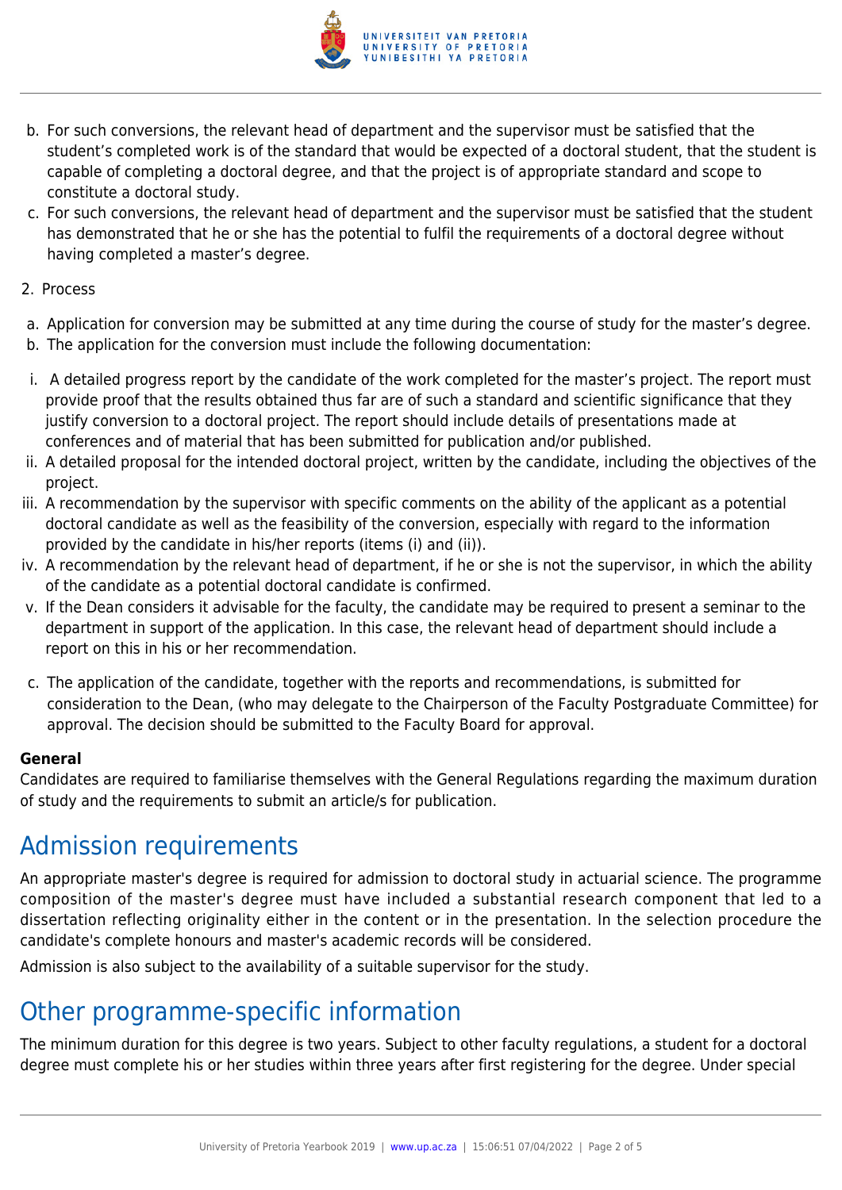b. For such conversions, the relevant head of department and the supervisor must be satisfied that the student's completed work is of the standard that would be expected of a doctoral student, that the student is capable of completing a doctoral degree, and that the project is of appropriate standard and scope to constitute a doctoral study.
c. For such conversions, the relevant head of department and the supervisor must be satisfied that the student has demonstrated that he or she has the potential to fulfil the requirements of a doctoral degree without having completed a master's degree.

2. Process

a. Application for conversion may be submitted at any time during the course of study for the master's degree.
b. The application for the conversion must include the following documentation:

i. A detailed progress report by the candidate of the work completed for the master's project. The report must provide proof that the results obtained thus far are of such a standard and scientific significance that they justify conversion to a doctoral project. The report should include details of presentations made at conferences and of material that has been submitted for publication and/or published.
ii. A detailed proposal for the intended doctoral project, written by the candidate, including the objectives of the project.
iii. A recommendation by the supervisor with specific comments on the ability of the applicant as a potential doctoral candidate as well as the feasibility of the conversion, especially with regard to the information provided by the candidate in his/her reports (items (i) and (ii)).
iv. A recommendation by the relevant head of department, if he or she is not the supervisor, in which the ability of the candidate as a potential doctoral candidate is confirmed.
v. If the Dean considers it advisable for the faculty, the candidate may be required to present a seminar to the department in support of the application. In this case, the relevant head of department should include a report on this in his or her recommendation.

c. The application of the candidate, together with the reports and recommendations, is submitted for consideration to the Dean, (who may delegate to the Chairperson of the Faculty Postgraduate Committee) for approval. The decision should be submitted to the Faculty Board for approval.

**General**
Candidates are required to familiarise themselves with the General Regulations regarding the maximum duration of study and the requirements to submit an article/s for publication.

# Admission requirements

An appropriate master's degree is required for admission to doctoral study in actuarial science. The programme composition of the master's degree must have included a substantial research component that led to a dissertation reflecting originality either in the content or in the presentation. In the selection procedure the candidate's complete honours and master's academic records will be considered.

Admission is also subject to the availability of a suitable supervisor for the study.

# Other programme-specific information

The minimum duration for this degree is two years. Subject to other faculty regulations, a student for a doctoral degree must complete his or her studies within three years after first registering for the degree. Under special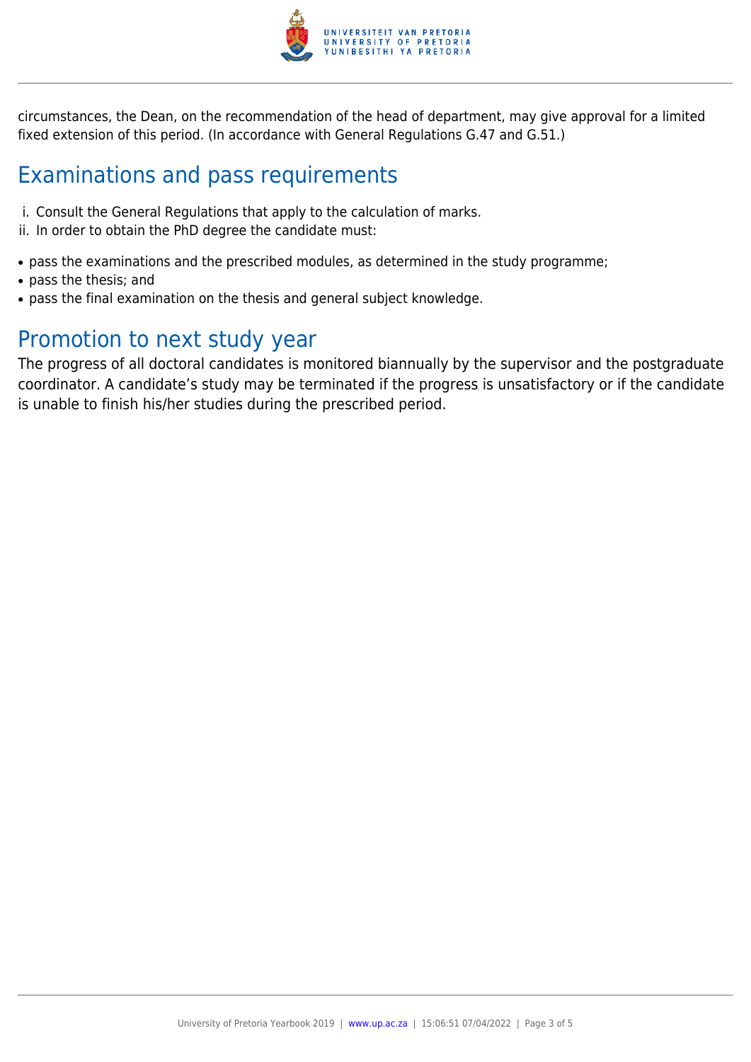circumstances, the Dean, on the recommendation of the head of department, may give approval for a limited fixed extension of this period. (In accordance with General Regulations G.47 and G.51.)

## Examinations and pass requirements

i. Consult the General Regulations that apply to the calculation of marks.
ii. In order to obtain the PhD degree the candidate must:

- pass the examinations and the prescribed modules, as determined in the study programme;
- pass the thesis; and
- pass the final examination on the thesis and general subject knowledge.

## Promotion to next study year

The progress of all doctoral candidates is monitored biannually by the supervisor and the postgraduate coordinator. A candidate's study may be terminated if the progress is unsatisfactory or if the candidate is unable to finish his/her studies during the prescribed period.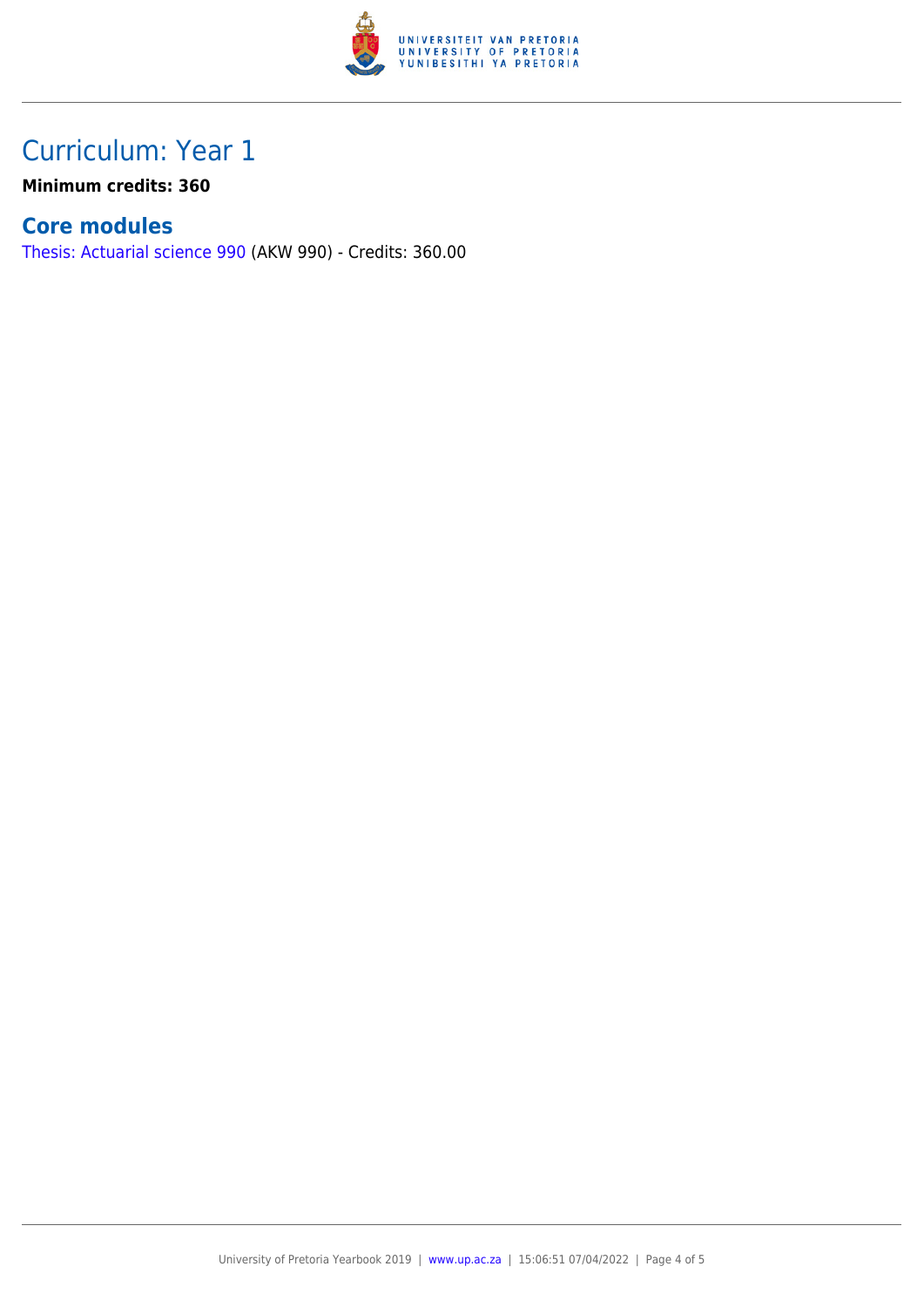# Curriculum: Year 1

**Minimum credits: 360**

## Core modules

Thesis: Actuarial science 990 (AKW 990) - Credits: 360.00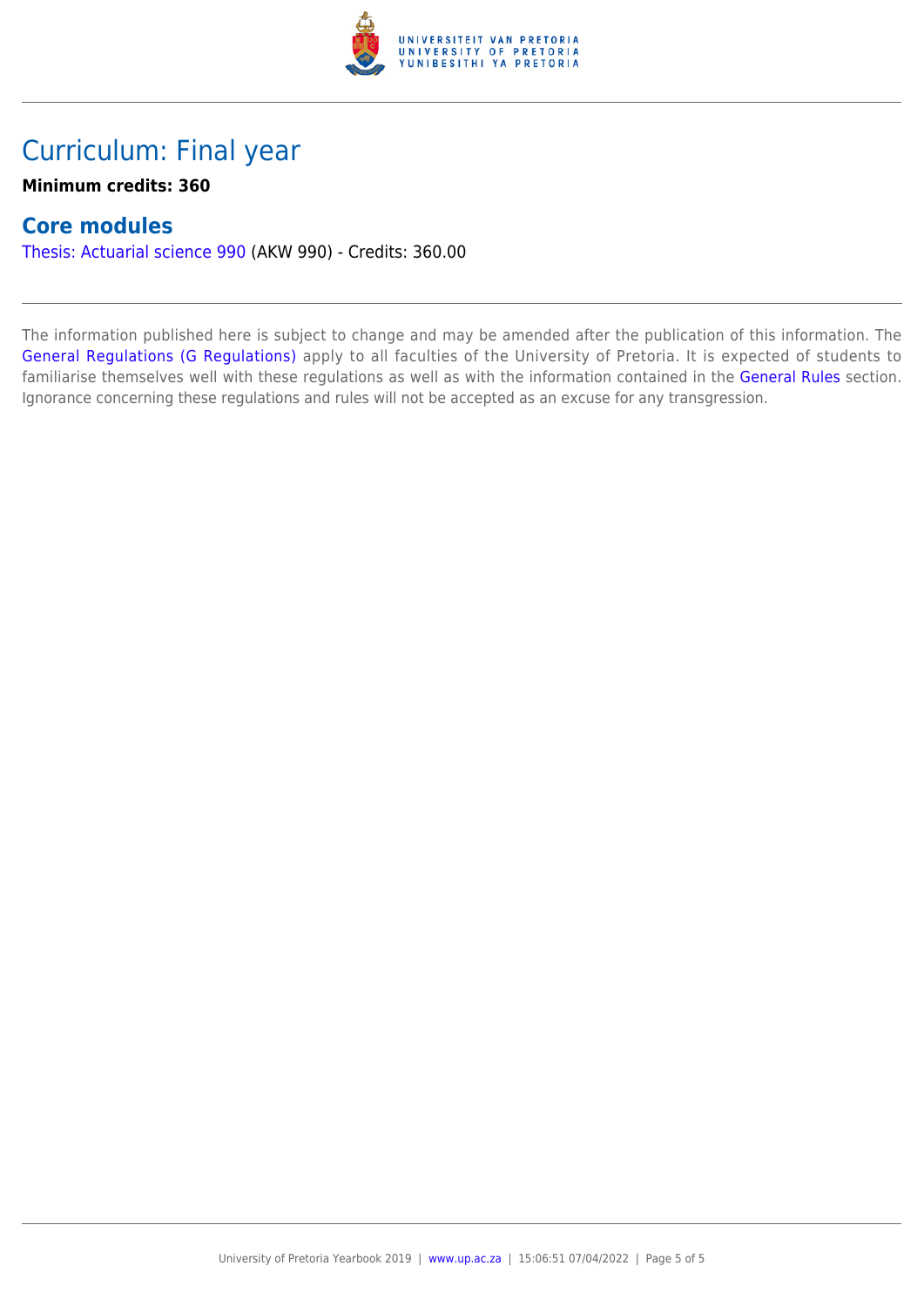## Curriculum: Final year

**Minimum credits: 360**

### Core modules

Thesis: Actuarial science 990 (AKW 990) - Credits: 360.00

The information published here is subject to change and may be amended after the publication of this information. The General Regulations (G Regulations) apply to all faculties of the University of Pretoria. It is expected of students to familiarise themselves well with these regulations as well as with the information contained in the General Rules section. Ignorance concerning these regulations and rules will not be accepted as an excuse for any transgression.